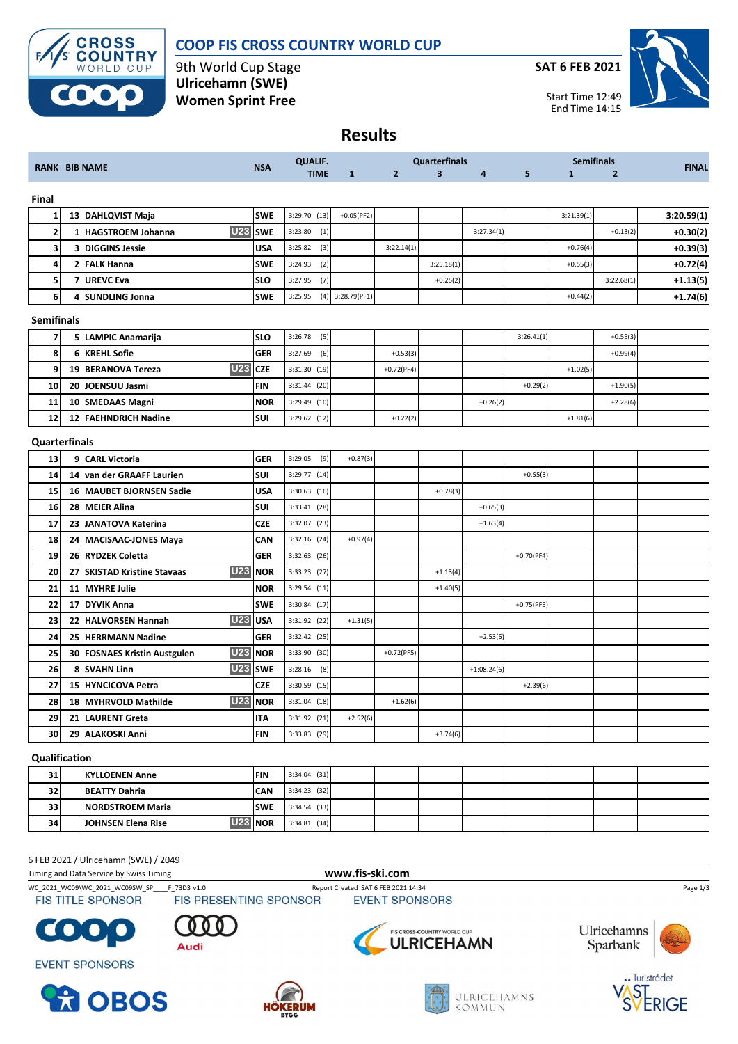# COOP FIS CROSS COUNTRY WORLD CUP

9th World Cup Stage
**Ulricehamn (SWE)**
**Women Sprint Free**

**SAT 6 FEB 2021**

Start Time 12:49
End Time 14:15

## Results

| RANK | BIB | NAME | | NSA | QUALIF. TIME | Quarterfinals 1 | Quarterfinals 2 | Quarterfinals 3 | Quarterfinals 4 | Quarterfinals 5 | Semifinals 1 | Semifinals 2 | FINAL |
|---|---|---|---|---|---|---|---|---|---|---|---|---|---|
| **Final** | | | | | | | | | | | | | |
| 1 | 13 | DAHLQVIST Maja | | SWE | 3:29.70 (13) | +0.05(PF2) | | | | | 3:21.39(1) | | 3:20.59(1) |
| 2 | 1 | HAGSTROEM Johanna | U23 | SWE | 3:23.80 (1) | | | | 3:27.34(1) | | | +0.13(2) | +0.30(2) |
| 3 | 3 | DIGGINS Jessie | | USA | 3:25.82 (3) | | 3:22.14(1) | | | | +0.76(4) | | +0.39(3) |
| 4 | 2 | FALK Hanna | | SWE | 3:24.93 (2) | | | 3:25.18(1) | | | +0.55(3) | | +0.72(4) |
| 5 | 7 | UREVC Eva | | SLO | 3:27.95 (7) | | | +0.25(2) | | | | 3:22.68(1) | +1.13(5) |
| 6 | 4 | SUNDLING Jonna | | SWE | 3:25.95 (4) | 3:28.79(PF1) | | | | | +0.44(2) | | +1.74(6) |
| **Semifinals** | | | | | | | | | | | | | |
| 7 | 5 | LAMPIC Anamarija | | SLO | 3:26.78 (5) | | | | | 3:26.41(1) | | +0.55(3) | |
| 8 | 6 | KREHL Sofie | | GER | 3:27.69 (6) | | +0.53(3) | | | | | +0.99(4) | |
| 9 | 19 | BERANOVA Tereza | U23 | CZE | 3:31.30 (19) | | +0.72(PF4) | | | | +1.02(5) | | |
| 10 | 20 | JOENSUU Jasmi | | FIN | 3:31.44 (20) | | | | | +0.29(2) | | +1.90(5) | |
| 11 | 10 | SMEDAAS Magni | | NOR | 3:29.49 (10) | | | | +0.26(2) | | | +2.28(6) | |
| 12 | 12 | FAEHNDRICH Nadine | | SUI | 3:29.62 (12) | | +0.22(2) | | | | +1.81(6) | | |
| **Quarterfinals** | | | | | | | | | | | | | |
| 13 | 9 | CARL Victoria | | GER | 3:29.05 (9) | +0.87(3) | | | | | | | |
| 14 | 14 | van der GRAAFF Laurien | | SUI | 3:29.77 (14) | | | | | +0.55(3) | | | |
| 15 | 16 | MAUBET BJORNSEN Sadie | | USA | 3:30.63 (16) | | | +0.78(3) | | | | | |
| 16 | 28 | MEIER Alina | | SUI | 3:33.41 (28) | | | | +0.65(3) | | | | |
| 17 | 23 | JANATOVA Katerina | | CZE | 3:32.07 (23) | | | | +1.63(4) | | | | |
| 18 | 24 | MACISAAC-JONES Maya | | CAN | 3:32.16 (24) | +0.97(4) | | | | | | | |
| 19 | 26 | RYDZEK Coletta | | GER | 3:32.63 (26) | | | | | +0.70(PF4) | | | |
| 20 | 27 | SKISTAD Kristine Stavaas | U23 | NOR | 3:33.23 (27) | | | +1.13(4) | | | | | |
| 21 | 11 | MYHRE Julie | | NOR | 3:29.54 (11) | | | +1.40(5) | | | | | |
| 22 | 17 | DYVIK Anna | | SWE | 3:30.84 (17) | | | | | +0.75(PF5) | | | |
| 23 | 22 | HALVORSEN Hannah | U23 | USA | 3:31.92 (22) | +1.31(5) | | | | | | | |
| 24 | 25 | HERRMANN Nadine | | GER | 3:32.42 (25) | | | | +2.53(5) | | | | |
| 25 | 30 | FOSNAES Kristin Austgulen | U23 | NOR | 3:33.90 (30) | | +0.72(PF5) | | | | | | |
| 26 | 8 | SVAHN Linn | U23 | SWE | 3:28.16 (8) | | | | +1:08.24(6) | | | | |
| 27 | 15 | HYNCICOVA Petra | | CZE | 3:30.59 (15) | | | | | +2.39(6) | | | |
| 28 | 18 | MYHRVOLD Mathilde | U23 | NOR | 3:31.04 (18) | | +1.62(6) | | | | | | |
| 29 | 21 | LAURENT Greta | | ITA | 3:31.92 (21) | +2.52(6) | | | | | | | |
| 30 | 29 | ALAKOSKI Anni | | FIN | 3:33.83 (29) | | | +3.74(6) | | | | | |
| **Qualification** | | | | | | | | | | | | | |
| 31 | | KYLLOENEN Anne | | FIN | 3:34.04 (31) | | | | | | | | |
| 32 | | BEATTY Dahria | | CAN | 3:34.23 (32) | | | | | | | | |
| 33 | | NORDSTROEM Maria | | SWE | 3:34.54 (33) | | | | | | | | |
| 34 | | JOHNSEN Elena Rise | U23 | NOR | 3:34.81 (34) | | | | | | | | |

6 FEB 2021 / Ulricehamn (SWE) / 2049

Timing and Data Service by Swiss Timing

www.fis-ski.com

WC_2021_WC09\WC_2021_WC09SW_SP____F_73D3 v1.0

Report Created SAT 6 FEB 2021 14:34

FIS TITLE SPONSOR — FIS PRESENTING SPONSOR — EVENT SPONSORS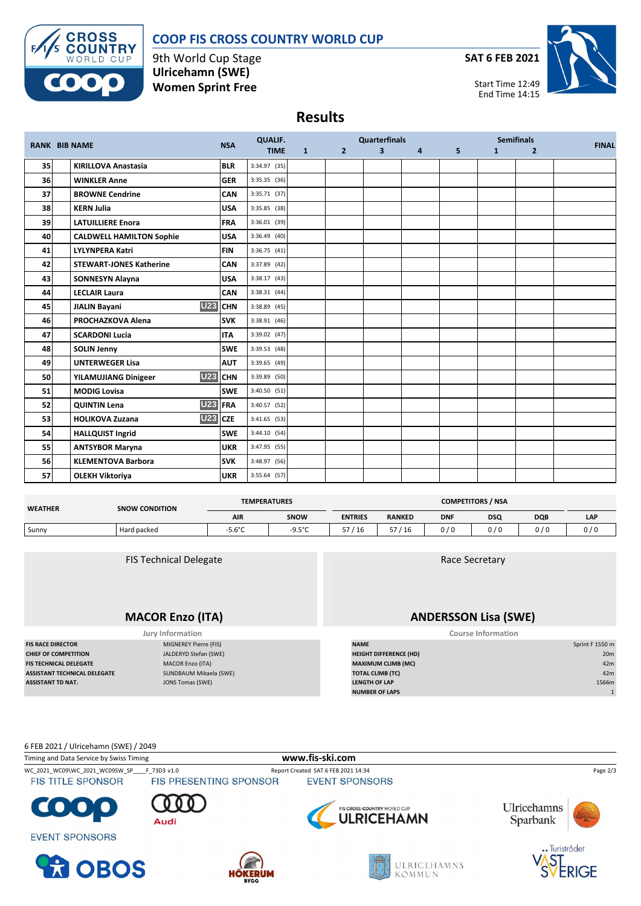# COOP FIS CROSS COUNTRY WORLD CUP

9th World Cup Stage
**Ulricehamn (SWE)**
**Women Sprint Free**

**SAT 6 FEB 2021**

Start Time 12:49
End Time 14:15

## Results

| RANK | BIB | NAME | | NSA | QUALIF. TIME | Quarterfinals 1 | 2 | 3 | 4 | 5 | Semifinals 1 | 2 | FINAL |
|---|---|---|---|---|---|---|---|---|---|---|---|---|---|
| 35 | | KIRILLOVA Anastasia | | BLR | 3:34.97 (35) | | | | | | | | |
| 36 | | WINKLER Anne | | GER | 3:35.35 (36) | | | | | | | | |
| 37 | | BROWNE Cendrine | | CAN | 3:35.71 (37) | | | | | | | | |
| 38 | | KERN Julia | | USA | 3:35.85 (38) | | | | | | | | |
| 39 | | LATUILLIERE Enora | | FRA | 3:36.01 (39) | | | | | | | | |
| 40 | | CALDWELL HAMILTON Sophie | | USA | 3:36.49 (40) | | | | | | | | |
| 41 | | LYLYNPERA Katri | | FIN | 3:36.75 (41) | | | | | | | | |
| 42 | | STEWART-JONES Katherine | | CAN | 3:37.89 (42) | | | | | | | | |
| 43 | | SONNESYN Alayna | | USA | 3:38.17 (43) | | | | | | | | |
| 44 | | LECLAIR Laura | | CAN | 3:38.31 (44) | | | | | | | | |
| 45 | | JIALIN Bayani | U23 | CHN | 3:38.89 (45) | | | | | | | | |
| 46 | | PROCHAZKOVA Alena | | SVK | 3:38.91 (46) | | | | | | | | |
| 47 | | SCARDONI Lucia | | ITA | 3:39.02 (47) | | | | | | | | |
| 48 | | SOLIN Jenny | | SWE | 3:39.53 (48) | | | | | | | | |
| 49 | | UNTERWEGER Lisa | | AUT | 3:39.65 (49) | | | | | | | | |
| 50 | | YILAMUJIANG Dinigeer | U23 | CHN | 3:39.89 (50) | | | | | | | | |
| 51 | | MODIG Lovisa | | SWE | 3:40.50 (51) | | | | | | | | |
| 52 | | QUINTIN Lena | U23 | FRA | 3:40.57 (52) | | | | | | | | |
| 53 | | HOLIKOVA Zuzana | U23 | CZE | 3:41.65 (53) | | | | | | | | |
| 54 | | HALLQUIST Ingrid | | SWE | 3:44.10 (54) | | | | | | | | |
| 55 | | ANTSYBOR Maryna | | UKR | 3:47.95 (55) | | | | | | | | |
| 56 | | KLEMENTOVA Barbora | | SVK | 3:48.97 (56) | | | | | | | | |
| 57 | | OLEKH Viktoriya | | UKR | 3:55.64 (57) | | | | | | | | |

| WEATHER | SNOW CONDITION | TEMPERATURES AIR | TEMPERATURES SNOW | COMPETITORS / NSA ENTRIES | RANKED | DNF | DSQ | DQB | LAP |
|---|---|---|---|---|---|---|---|---|---|
| Sunny | Hard packed | -5.6°C | -9.5°C | 57 / 16 | 57 / 16 | 0 / 0 | 0 / 0 | 0 / 0 | 0 / 0 |

FIS Technical Delegate

**MACOR Enzo (ITA)**

Race Secretary

**ANDERSSON Lisa (SWE)**

Jury Information

| | |
|---|---|
| FIS RACE DIRECTOR | MIGNEREY Pierre (FIS) |
| CHIEF OF COMPETITION | JALDERYD Stefan (SWE) |
| FIS TECHNICAL DELEGATE | MACOR Enzo (ITA) |
| ASSISTANT TECHNICAL DELEGATE | SUNDBAUM Mikaela (SWE) |
| ASSISTANT TD NAT. | JONS Tomas (SWE) |

Course Information

| | |
|---|---|
| NAME | Sprint F 1550 m |
| HEIGHT DIFFERENCE (HD) | 20m |
| MAXIMUM CLIMB (MC) | 42m |
| TOTAL CLIMB (TC) | 42m |
| LENGTH OF LAP | 1566m |
| NUMBER OF LAPS | 1 |

6 FEB 2021 / Ulricehamn (SWE) / 2049

Timing and Data Service by Swiss Timing

www.fis-ski.com

WC_2021_WC09\WC_2021_WC09SW_SP____F_73D3 v1.0

Report Created SAT 6 FEB 2021 14:34

FIS TITLE SPONSOR | FIS PRESENTING SPONSOR | EVENT SPONSORS

EVENT SPONSORS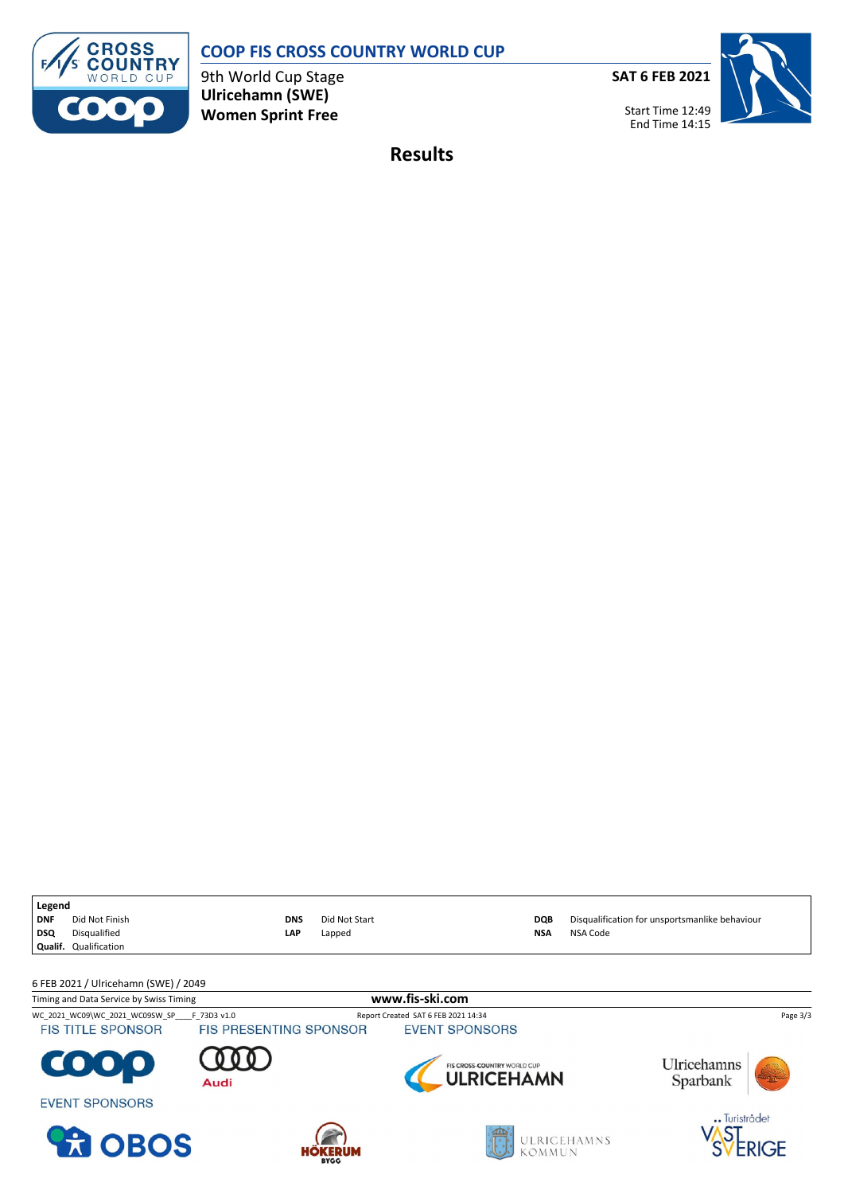# COOP FIS CROSS COUNTRY WORLD CUP

9th World Cup Stage
**Ulricehamn (SWE)**
**Women Sprint Free**

**SAT 6 FEB 2021**

Start Time 12:49
End Time 14:15

## Results

**Legend**

| | | | | | |
|---|---|---|---|---|---|
| **DNF** | Did Not Finish | **DNS** | Did Not Start | **DQB** | Disqualification for unsportsmanlike behaviour |
| **DSQ** | Disqualified | **LAP** | Lapped | **NSA** | NSA Code |
| **Qualif.** | Qualification | | | | |

6 FEB 2021 / Ulricehamn (SWE) / 2049

Timing and Data Service by Swiss Timing

**www.fis-ski.com**

WC_2021_WC09\WC_2021_WC09SW_SP____F_73D3 v1.0

Report Created SAT 6 FEB 2021 14:34

FIS TITLE SPONSOR    FIS PRESENTING SPONSOR    EVENT SPONSORS

EVENT SPONSORS